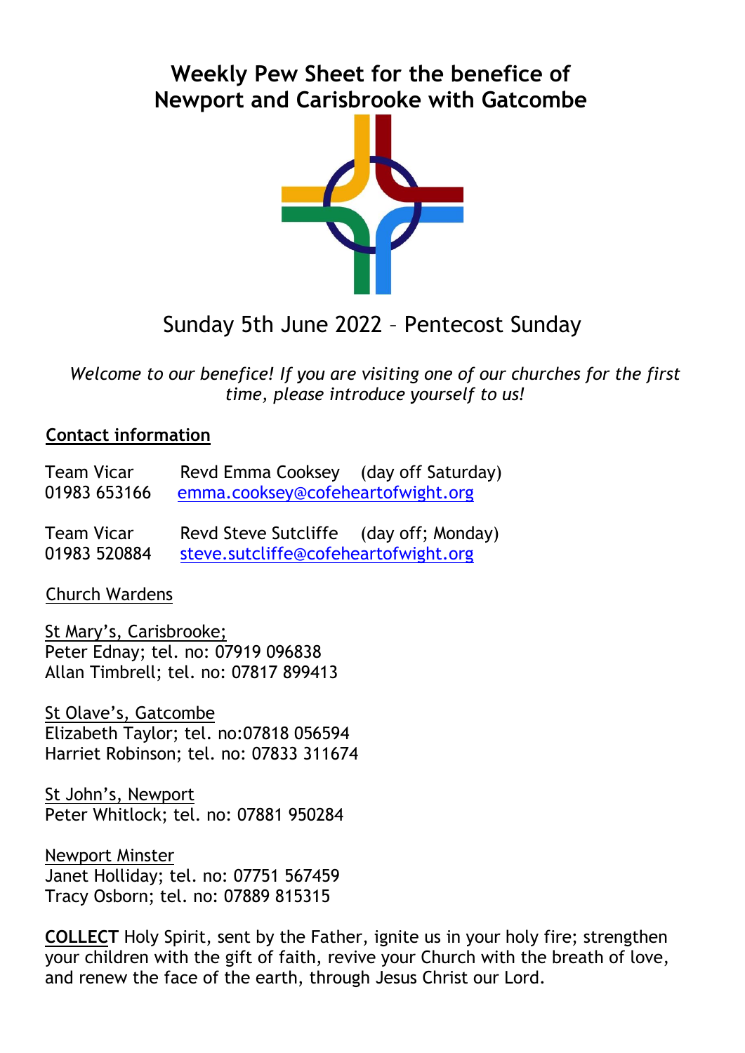# Weekly Pew Sheet for the benefice of Newport and Carisbrooke with Gatcombe

## Sunday 5th June 2022 – Pentecost Sunday

*Welcome to our benefice! If you are visiting one of our churches for the first time, please introduce yourself to us!*

## Contact information

Team Vicar Revd Emma Cooksey (day off Saturday)
01983 653166 emma.cooksey@cofeheartofwight.org

Team Vicar Revd Steve Sutcliffe (day off; Monday)
01983 520884 steve.sutcliffe@cofeheartofwight.org

Church Wardens

St Mary's, Carisbrooke;
Peter Ednay; tel. no: 07919 096838
Allan Timbrell; tel. no: 07817 899413

St Olave's, Gatcombe
Elizabeth Taylor; tel. no:07818 056594
Harriet Robinson; tel. no: 07833 311674

St John's, Newport
Peter Whitlock; tel. no: 07881 950284

Newport Minster
Janet Holliday; tel. no: 07751 567459
Tracy Osborn; tel. no: 07889 815315

**COLLECT** Holy Spirit, sent by the Father, ignite us in your holy fire; strengthen your children with the gift of faith, revive your Church with the breath of love, and renew the face of the earth, through Jesus Christ our Lord.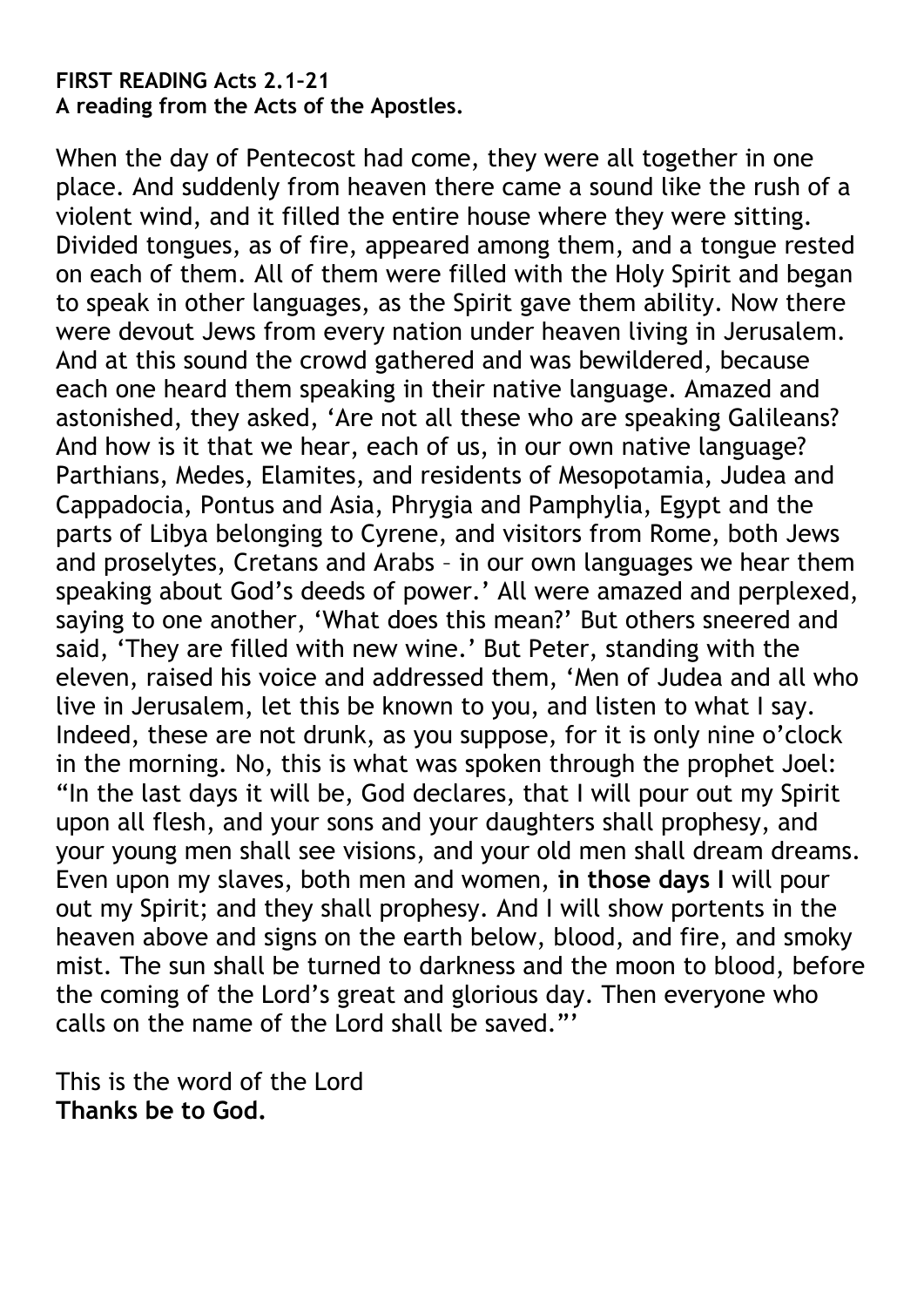**FIRST READING Acts 2.1–21**
**A reading from the Acts of the Apostles.**

When the day of Pentecost had come, they were all together in one place. And suddenly from heaven there came a sound like the rush of a violent wind, and it filled the entire house where they were sitting. Divided tongues, as of fire, appeared among them, and a tongue rested on each of them. All of them were filled with the Holy Spirit and began to speak in other languages, as the Spirit gave them ability. Now there were devout Jews from every nation under heaven living in Jerusalem. And at this sound the crowd gathered and was bewildered, because each one heard them speaking in their native language. Amazed and astonished, they asked, 'Are not all these who are speaking Galileans? And how is it that we hear, each of us, in our own native language? Parthians, Medes, Elamites, and residents of Mesopotamia, Judea and Cappadocia, Pontus and Asia, Phrygia and Pamphylia, Egypt and the parts of Libya belonging to Cyrene, and visitors from Rome, both Jews and proselytes, Cretans and Arabs – in our own languages we hear them speaking about God's deeds of power.' All were amazed and perplexed, saying to one another, 'What does this mean?' But others sneered and said, 'They are filled with new wine.' But Peter, standing with the eleven, raised his voice and addressed them, 'Men of Judea and all who live in Jerusalem, let this be known to you, and listen to what I say. Indeed, these are not drunk, as you suppose, for it is only nine o'clock in the morning. No, this is what was spoken through the prophet Joel: "In the last days it will be, God declares, that I will pour out my Spirit upon all flesh, and your sons and your daughters shall prophesy, and your young men shall see visions, and your old men shall dream dreams. Even upon my slaves, both men and women, **in those days I** will pour out my Spirit; and they shall prophesy. And I will show portents in the heaven above and signs on the earth below, blood, and fire, and smoky mist. The sun shall be turned to darkness and the moon to blood, before the coming of the Lord's great and glorious day. Then everyone who calls on the name of the Lord shall be saved."'

This is the word of the Lord
**Thanks be to God.**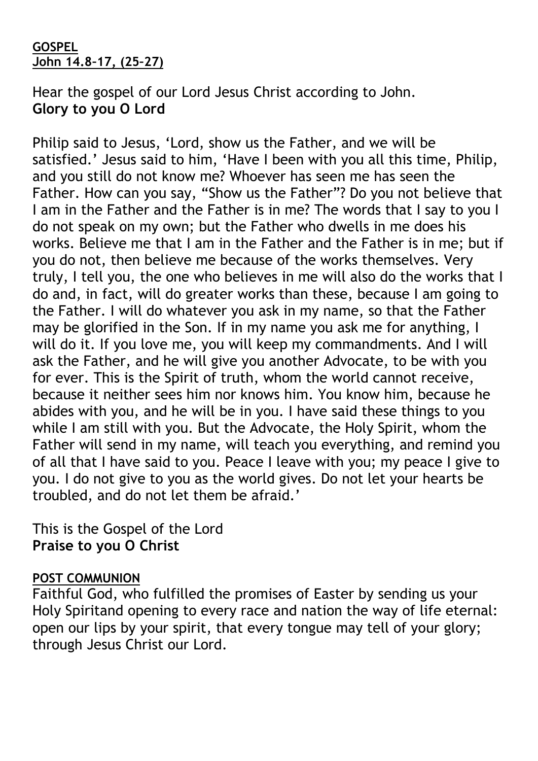**GOSPEL**
**John 14.8–17, (25–27)**

Hear the gospel of our Lord Jesus Christ according to John.
**Glory to you O Lord**

Philip said to Jesus, 'Lord, show us the Father, and we will be satisfied.' Jesus said to him, 'Have I been with you all this time, Philip, and you still do not know me? Whoever has seen me has seen the Father. How can you say, "Show us the Father"? Do you not believe that I am in the Father and the Father is in me? The words that I say to you I do not speak on my own; but the Father who dwells in me does his works. Believe me that I am in the Father and the Father is in me; but if you do not, then believe me because of the works themselves. Very truly, I tell you, the one who believes in me will also do the works that I do and, in fact, will do greater works than these, because I am going to the Father. I will do whatever you ask in my name, so that the Father may be glorified in the Son. If in my name you ask me for anything, I will do it. If you love me, you will keep my commandments. And I will ask the Father, and he will give you another Advocate, to be with you for ever. This is the Spirit of truth, whom the world cannot receive, because it neither sees him nor knows him. You know him, because he abides with you, and he will be in you. I have said these things to you while I am still with you. But the Advocate, the Holy Spirit, whom the Father will send in my name, will teach you everything, and remind you of all that I have said to you. Peace I leave with you; my peace I give to you. I do not give to you as the world gives. Do not let your hearts be troubled, and do not let them be afraid.'

This is the Gospel of the Lord
**Praise to you O Christ**

**POST COMMUNION**
Faithful God, who fulfilled the promises of Easter by sending us your Holy Spiritand opening to every race and nation the way of life eternal: open our lips by your spirit, that every tongue may tell of your glory; through Jesus Christ our Lord.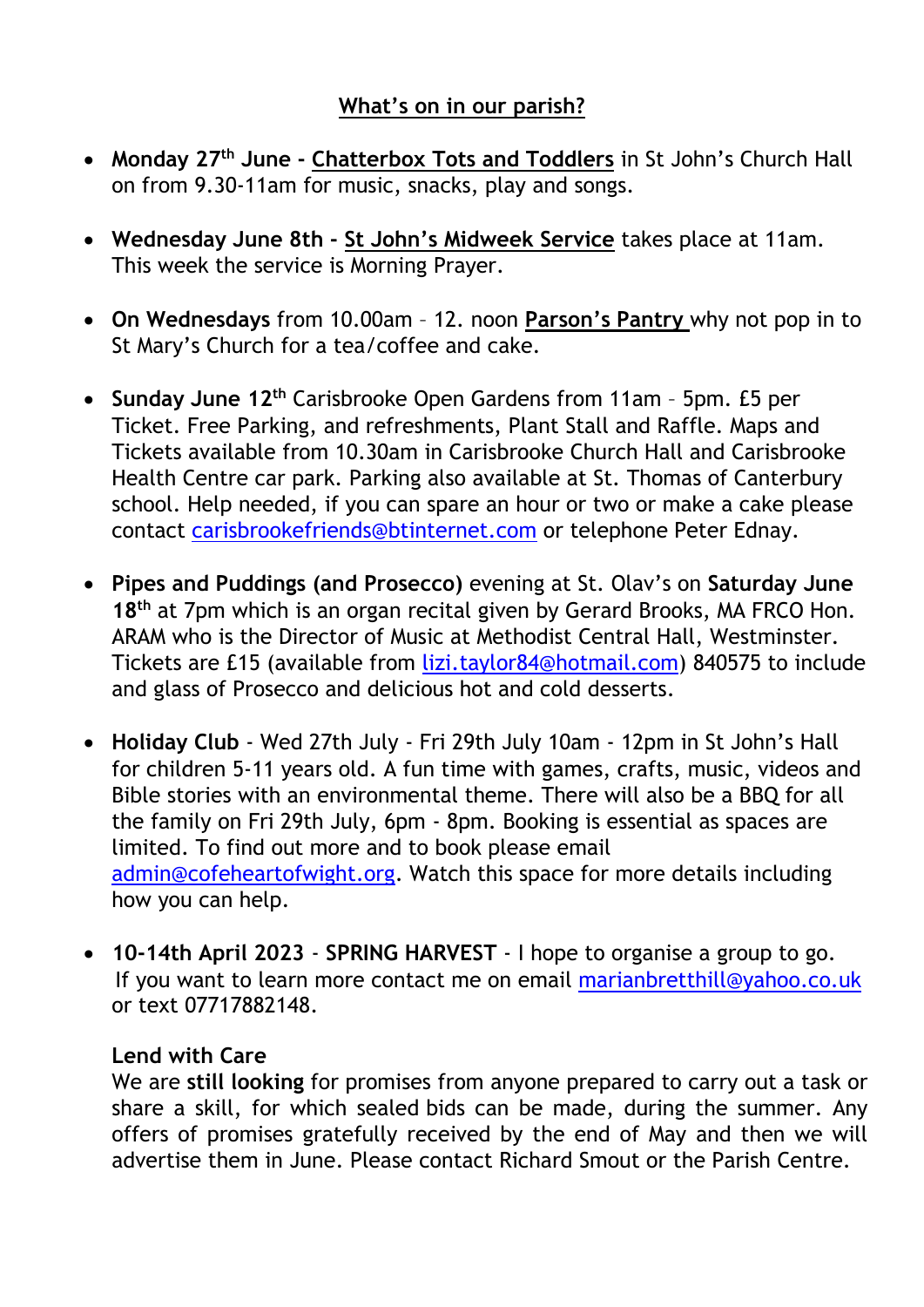## What's on in our parish?

- **Monday 27th June - Chatterbox Tots and Toddlers** in St John's Church Hall on from 9.30-11am for music, snacks, play and songs.
- **Wednesday June 8th - St John's Midweek Service** takes place at 11am. This week the service is Morning Prayer.
- **On Wednesdays** from 10.00am – 12. noon **Parson's Pantry** why not pop in to St Mary's Church for a tea/coffee and cake.
- **Sunday June 12th** Carisbrooke Open Gardens from 11am – 5pm. £5 per Ticket. Free Parking, and refreshments, Plant Stall and Raffle. Maps and Tickets available from 10.30am in Carisbrooke Church Hall and Carisbrooke Health Centre car park. Parking also available at St. Thomas of Canterbury school. Help needed, if you can spare an hour or two or make a cake please contact carisbrookefriends@btinternet.com or telephone Peter Ednay.
- **Pipes and Puddings (and Prosecco)** evening at St. Olav's on **Saturday June 18th** at 7pm which is an organ recital given by Gerard Brooks, MA FRCO Hon. ARAM who is the Director of Music at Methodist Central Hall, Westminster. Tickets are £15 (available from lizi.taylor84@hotmail.com) 840575 to include and glass of Prosecco and delicious hot and cold desserts.
- **Holiday Club** - Wed 27th July - Fri 29th July 10am - 12pm in St John's Hall for children 5-11 years old. A fun time with games, crafts, music, videos and Bible stories with an environmental theme. There will also be a BBQ for all the family on Fri 29th July, 6pm - 8pm. Booking is essential as spaces are limited. To find out more and to book please email admin@cofeheartofwight.org. Watch this space for more details including how you can help.
- **10-14th April 2023** - **SPRING HARVEST** - I hope to organise a group to go. If you want to learn more contact me on email marianbretthill@yahoo.co.uk or text 07717882148.

**Lend with Care**

We are **still looking** for promises from anyone prepared to carry out a task or share a skill, for which sealed bids can be made, during the summer. Any offers of promises gratefully received by the end of May and then we will advertise them in June. Please contact Richard Smout or the Parish Centre.